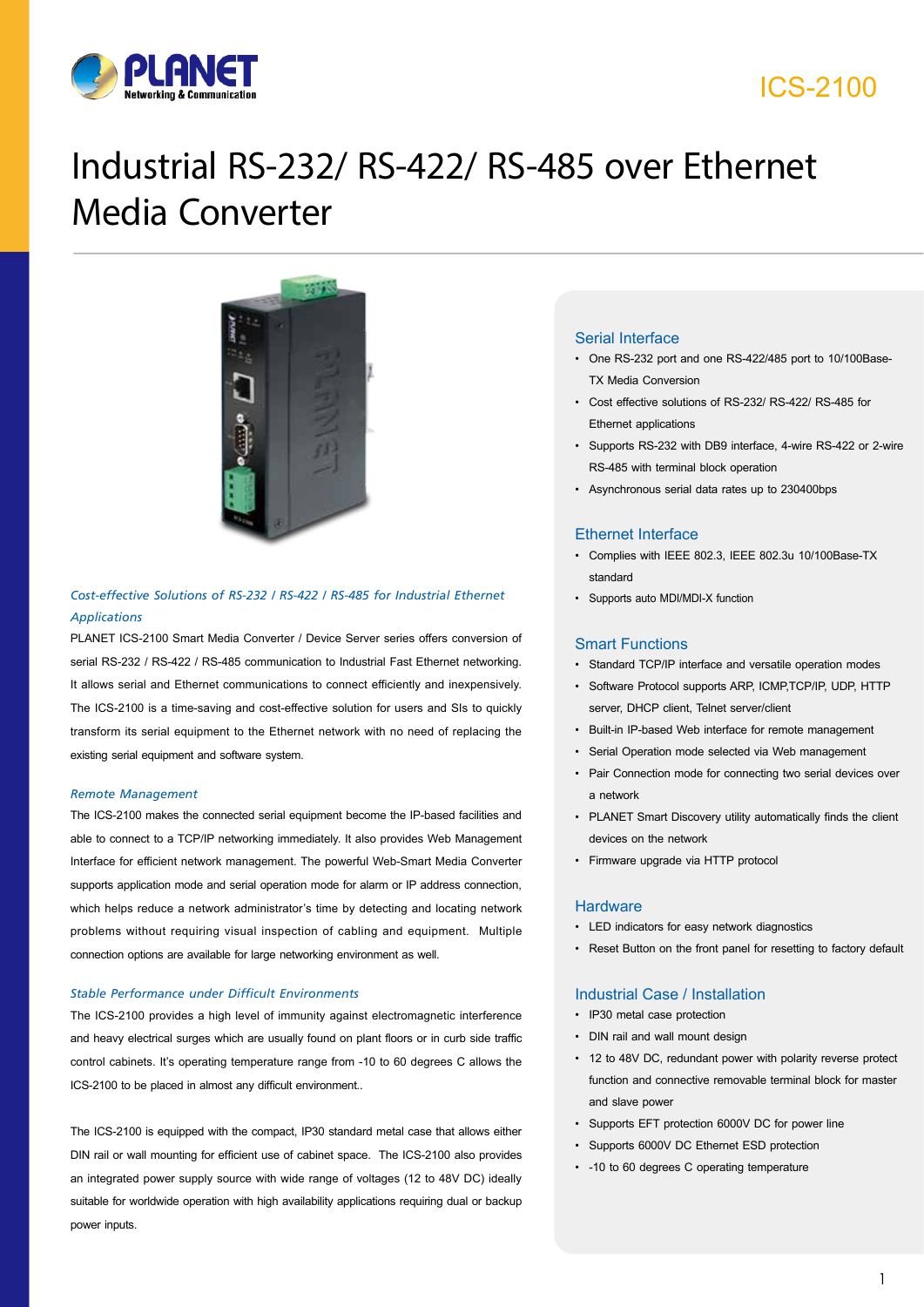ICS-2100

# Industrial RS-232/ RS-422/ RS-485 over Ethernet Media Converter

### *Cost-effective Solutions of RS-232 / RS-422 / RS-485 for Industrial Ethernet Applications*

PLANET ICS-2100 Smart Media Converter / Device Server series offers conversion of serial RS-232 / RS-422 / RS-485 communication to Industrial Fast Ethernet networking. It allows serial and Ethernet communications to connect efficiently and inexpensively. The ICS-2100 is a time-saving and cost-effective solution for users and SIs to quickly transform its serial equipment to the Ethernet network with no need of replacing the existing serial equipment and software system.

### *Remote Management*

The ICS-2100 makes the connected serial equipment become the IP-based facilities and able to connect to a TCP/IP networking immediately. It also provides Web Management Interface for efficient network management. The powerful Web-Smart Media Converter supports application mode and serial operation mode for alarm or IP address connection, which helps reduce a network administrator's time by detecting and locating network problems without requiring visual inspection of cabling and equipment. Multiple connection options are available for large networking environment as well.

### *Stable Performance under Difficult Environments*

The ICS-2100 provides a high level of immunity against electromagnetic interference and heavy electrical surges which are usually found on plant floors or in curb side traffic control cabinets. It's operating temperature range from -10 to 60 degrees C allows the ICS-2100 to be placed in almost any difficult environment..

The ICS-2100 is equipped with the compact, IP30 standard metal case that allows either DIN rail or wall mounting for efficient use of cabinet space. The ICS-2100 also provides an integrated power supply source with wide range of voltages (12 to 48V DC) ideally suitable for worldwide operation with high availability applications requiring dual or backup power inputs.

## Serial Interface

- One RS-232 port and one RS-422/485 port to 10/100Base-TX Media Conversion
- Cost effective solutions of RS-232/ RS-422/ RS-485 for Ethernet applications
- Supports RS-232 with DB9 interface, 4-wire RS-422 or 2-wire RS-485 with terminal block operation
- Asynchronous serial data rates up to 230400bps

## Ethernet Interface

- Complies with IEEE 802.3, IEEE 802.3u 10/100Base-TX standard
- Supports auto MDI/MDI-X function

## Smart Functions

- Standard TCP/IP interface and versatile operation modes
- Software Protocol supports ARP, ICMP,TCP/IP, UDP, HTTP server, DHCP client, Telnet server/client
- Built-in IP-based Web interface for remote management
- Serial Operation mode selected via Web management
- Pair Connection mode for connecting two serial devices over a network
- PLANET Smart Discovery utility automatically finds the client devices on the network
- Firmware upgrade via HTTP protocol

## Hardware

- LED indicators for easy network diagnostics
- Reset Button on the front panel for resetting to factory default

## Industrial Case / Installation

- IP30 metal case protection
- DIN rail and wall mount design
- 12 to 48V DC, redundant power with polarity reverse protect function and connective removable terminal block for master and slave power
- Supports EFT protection 6000V DC for power line
- Supports 6000V DC Ethernet ESD protection
- -10 to 60 degrees C operating temperature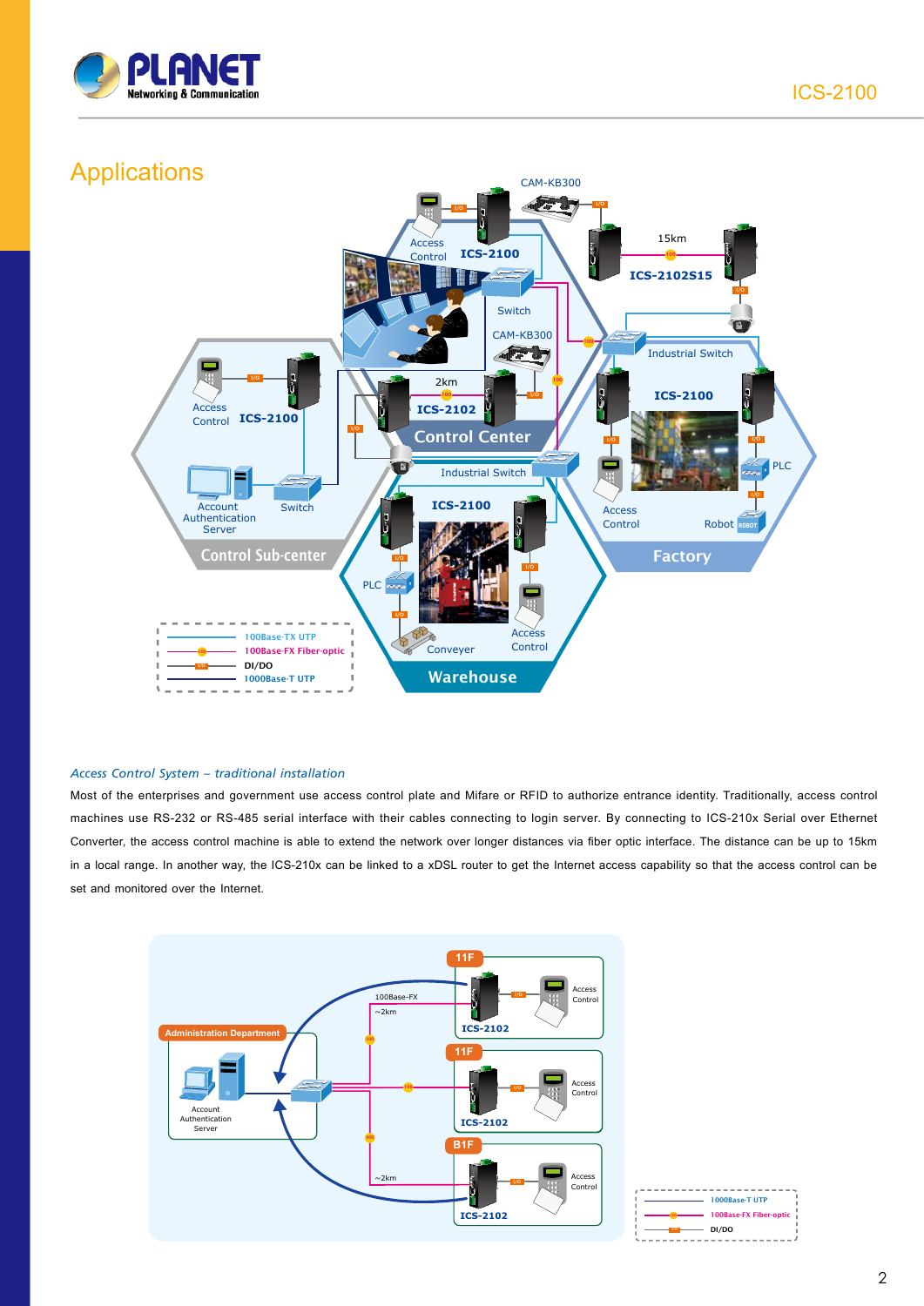## Applications

*Access Control System – traditional installation*

Most of the enterprises and government use access control plate and Mifare or RFID to authorize entrance identity. Traditionally, access control machines use RS-232 or RS-485 serial interface with their cables connecting to login server. By connecting to ICS-210x Serial over Ethernet Converter, the access control machine is able to extend the network over longer distances via fiber optic interface. The distance can be up to 15km in a local range. In another way, the ICS-210x can be linked to a xDSL router to get the Internet access capability so that the access control can be set and monitored over the Internet.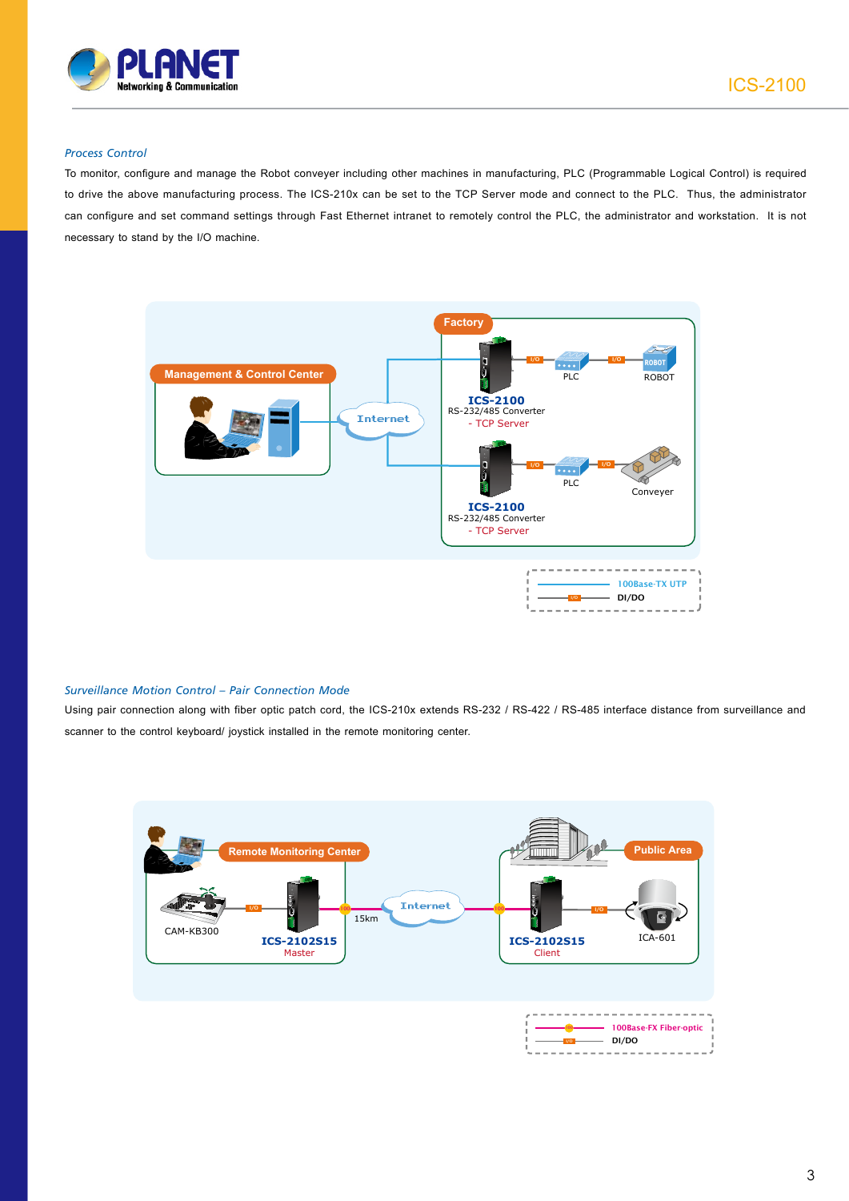### *Process Control*

To monitor, configure and manage the Robot conveyer including other machines in manufacturing, PLC (Programmable Logical Control) is required to drive the above manufacturing process. The ICS-210x can be set to the TCP Server mode and connect to the PLC. Thus, the administrator can configure and set command settings through Fast Ethernet intranet to remotely control the PLC, the administrator and workstation. It is not necessary to stand by the I/O machine.

### *Surveillance Motion Control – Pair Connection Mode*

Using pair connection along with fiber optic patch cord, the ICS-210x extends RS-232 / RS-422 / RS-485 interface distance from surveillance and scanner to the control keyboard/ joystick installed in the remote monitoring center.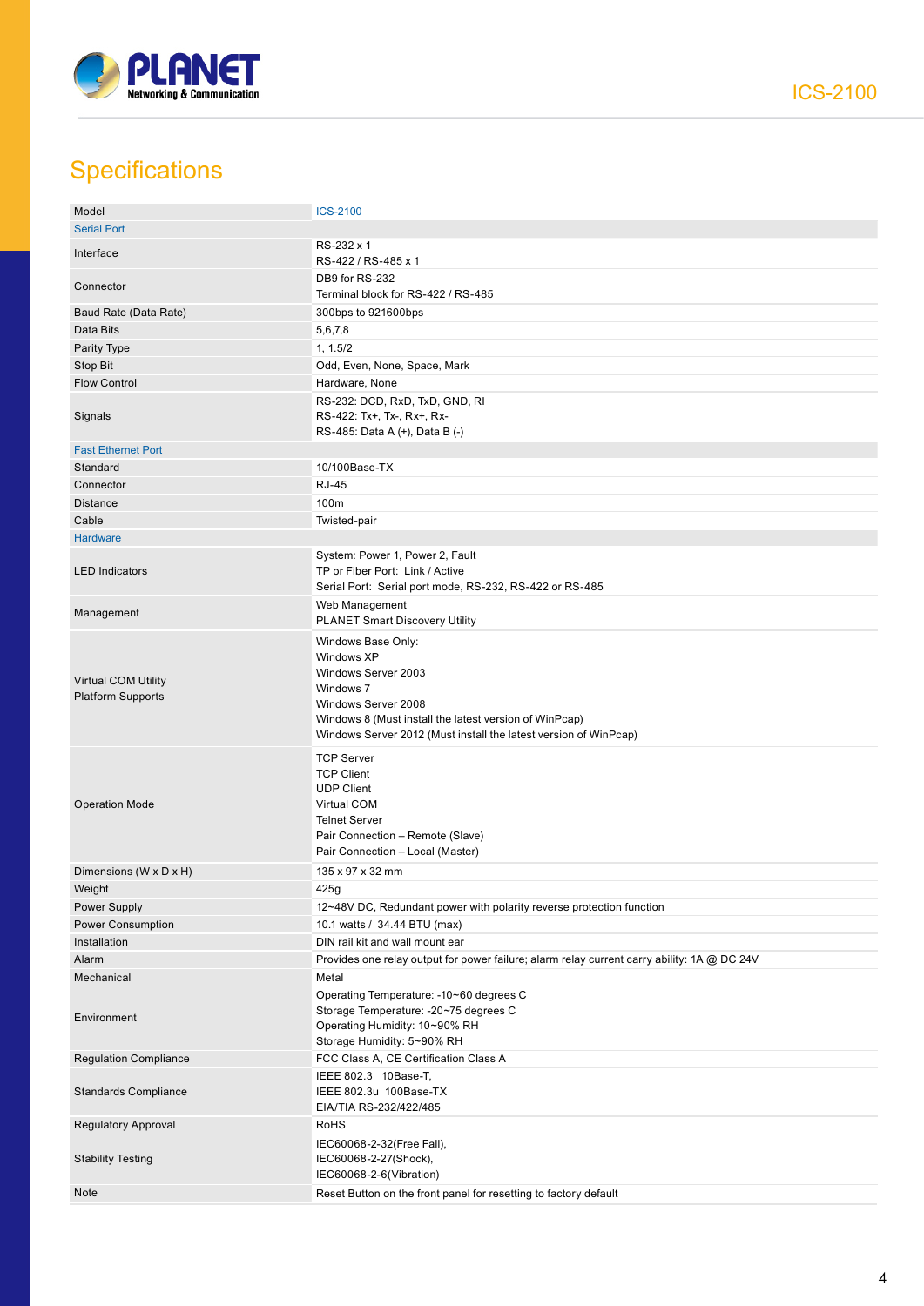## Specifications

| Model | ICS-2100 |
|---|---|
| **Serial Port** | |
| Interface | RS-232 x 1<br>RS-422 / RS-485 x 1 |
| Connector | DB9 for RS-232<br>Terminal block for RS-422 / RS-485 |
| Baud Rate (Data Rate) | 300bps to 921600bps |
| Data Bits | 5,6,7,8 |
| Parity Type | 1, 1.5/2 |
| Stop Bit | Odd, Even, None, Space, Mark |
| Flow Control | Hardware, None |
| Signals | RS-232: DCD, RxD, TxD, GND, RI<br>RS-422: Tx+, Tx-, Rx+, Rx-<br>RS-485: Data A (+), Data B (-) |
| **Fast Ethernet Port** | |
| Standard | 10/100Base-TX |
| Connector | RJ-45 |
| Distance | 100m |
| Cable | Twisted-pair |
| **Hardware** | |
| LED Indicators | System: Power 1, Power 2, Fault<br>TP or Fiber Port: Link / Active<br>Serial Port: Serial port mode, RS-232, RS-422 or RS-485 |
| Management | Web Management<br>PLANET Smart Discovery Utility |
| Virtual COM Utility Platform Supports | Windows Base Only:<br>Windows XP<br>Windows Server 2003<br>Windows 7<br>Windows Server 2008<br>Windows 8 (Must install the latest version of WinPcap)<br>Windows Server 2012 (Must install the latest version of WinPcap) |
| Operation Mode | TCP Server<br>TCP Client<br>UDP Client<br>Virtual COM<br>Telnet Server<br>Pair Connection – Remote (Slave)<br>Pair Connection – Local (Master) |
| Dimensions (W x D x H) | 135 x 97 x 32 mm |
| Weight | 425g |
| Power Supply | 12~48V DC, Redundant power with polarity reverse protection function |
| Power Consumption | 10.1 watts / 34.44 BTU (max) |
| Installation | DIN rail kit and wall mount ear |
| Alarm | Provides one relay output for power failure; alarm relay current carry ability: 1A @ DC 24V |
| Mechanical | Metal |
| Environment | Operating Temperature: -10~60 degrees C<br>Storage Temperature: -20~75 degrees C<br>Operating Humidity: 10~90% RH<br>Storage Humidity: 5~90% RH |
| Regulation Compliance | FCC Class A, CE Certification Class A |
| Standards Compliance | IEEE 802.3 10Base-T,<br>IEEE 802.3u 100Base-TX<br>EIA/TIA RS-232/422/485 |
| Regulatory Approval | RoHS |
| Stability Testing | IEC60068-2-32(Free Fall),<br>IEC60068-2-27(Shock),<br>IEC60068-2-6(Vibration) |
| Note | Reset Button on the front panel for resetting to factory default |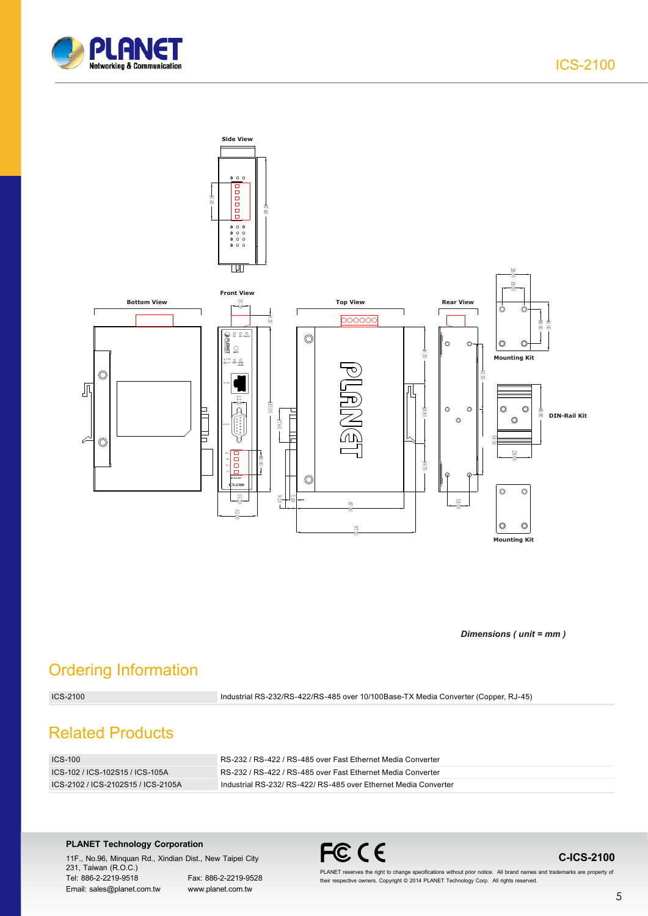Side View

Bottom View

Front View

Top View

Rear View

Mounting Kit

DIN-Rail Kit

Mounting Kit

*Dimensions ( unit = mm )*

## Ordering Information

| | |
|---|---|
| ICS-2100 | Industrial RS-232/RS-422/RS-485 over 10/100Base-TX Media Converter (Copper, RJ-45) |

## Related Products

| | |
|---|---|
| ICS-100 | RS-232 / RS-422 / RS-485 over Fast Ethernet Media Converter |
| ICS-102 / ICS-102S15 / ICS-105A | RS-232 / RS-422 / RS-485 over Fast Ethernet Media Converter |
| ICS-2102 / ICS-2102S15 / ICS-2105A | Industrial RS-232/ RS-422/ RS-485 over Ethernet Media Converter |

**PLANET Technology Corporation**

11F., No.96, Minquan Rd., Xindian Dist., New Taipei City 231, Taiwan (R.O.C.)

Tel: 886-2-2219-9518　　Fax: 886-2-2219-9528

Email: sales@planet.com.tw　　www.planet.com.tw

**C-ICS-2100**

PLANET reserves the right to change specifications without prior notice. All brand names and trademarks are property of their respective owners. Copyright © 2014 PLANET Technology Corp. All rights reserved.